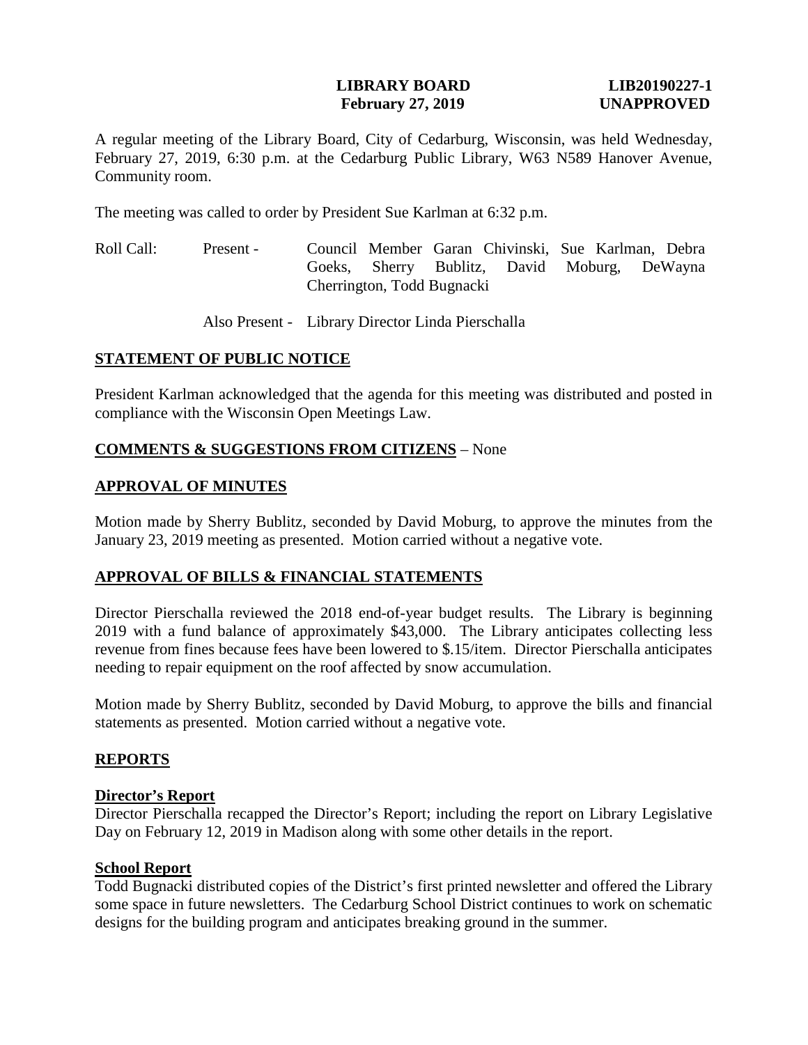**LIBRARY BOARD** **LIB20190227-1**
**February 27, 2019** **UNAPPROVED**

A regular meeting of the Library Board, City of Cedarburg, Wisconsin, was held Wednesday, February 27, 2019, 6:30 p.m. at the Cedarburg Public Library, W63 N589 Hanover Avenue, Community room.

The meeting was called to order by President Sue Karlman at 6:32 p.m.

Roll Call: Present - Council Member Garan Chivinski, Sue Karlman, Debra Goeks, Sherry Bublitz, David Moburg, DeWayna Cherrington, Todd Bugnacki

Also Present - Library Director Linda Pierschalla

## STATEMENT OF PUBLIC NOTICE

President Karlman acknowledged that the agenda for this meeting was distributed and posted in compliance with the Wisconsin Open Meetings Law.

## COMMENTS & SUGGESTIONS FROM CITIZENS – None

## APPROVAL OF MINUTES

Motion made by Sherry Bublitz, seconded by David Moburg, to approve the minutes from the January 23, 2019 meeting as presented. Motion carried without a negative vote.

## APPROVAL OF BILLS & FINANCIAL STATEMENTS

Director Pierschalla reviewed the 2018 end-of-year budget results. The Library is beginning 2019 with a fund balance of approximately $43,000. The Library anticipates collecting less revenue from fines because fees have been lowered to $.15/item. Director Pierschalla anticipates needing to repair equipment on the roof affected by snow accumulation.

Motion made by Sherry Bublitz, seconded by David Moburg, to approve the bills and financial statements as presented. Motion carried without a negative vote.

## REPORTS

### Director's Report

Director Pierschalla recapped the Director's Report; including the report on Library Legislative Day on February 12, 2019 in Madison along with some other details in the report.

### School Report

Todd Bugnacki distributed copies of the District's first printed newsletter and offered the Library some space in future newsletters. The Cedarburg School District continues to work on schematic designs for the building program and anticipates breaking ground in the summer.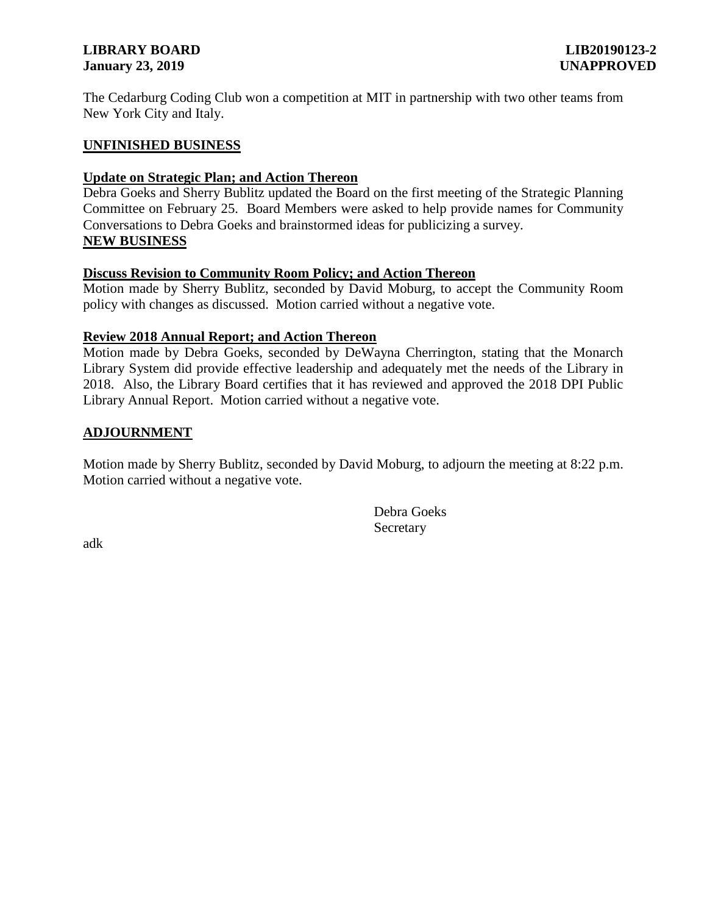The Cedarburg Coding Club won a competition at MIT in partnership with two other teams from New York City and Italy.

## UNFINISHED BUSINESS

### Update on Strategic Plan; and Action Thereon

Debra Goeks and Sherry Bublitz updated the Board on the first meeting of the Strategic Planning Committee on February 25. Board Members were asked to help provide names for Community Conversations to Debra Goeks and brainstormed ideas for publicizing a survey.

## NEW BUSINESS

### Discuss Revision to Community Room Policy; and Action Thereon

Motion made by Sherry Bublitz, seconded by David Moburg, to accept the Community Room policy with changes as discussed. Motion carried without a negative vote.

### Review 2018 Annual Report; and Action Thereon

Motion made by Debra Goeks, seconded by DeWayna Cherrington, stating that the Monarch Library System did provide effective leadership and adequately met the needs of the Library in 2018. Also, the Library Board certifies that it has reviewed and approved the 2018 DPI Public Library Annual Report. Motion carried without a negative vote.

## ADJOURNMENT

Motion made by Sherry Bublitz, seconded by David Moburg, to adjourn the meeting at 8:22 p.m. Motion carried without a negative vote.

Debra Goeks
Secretary

adk